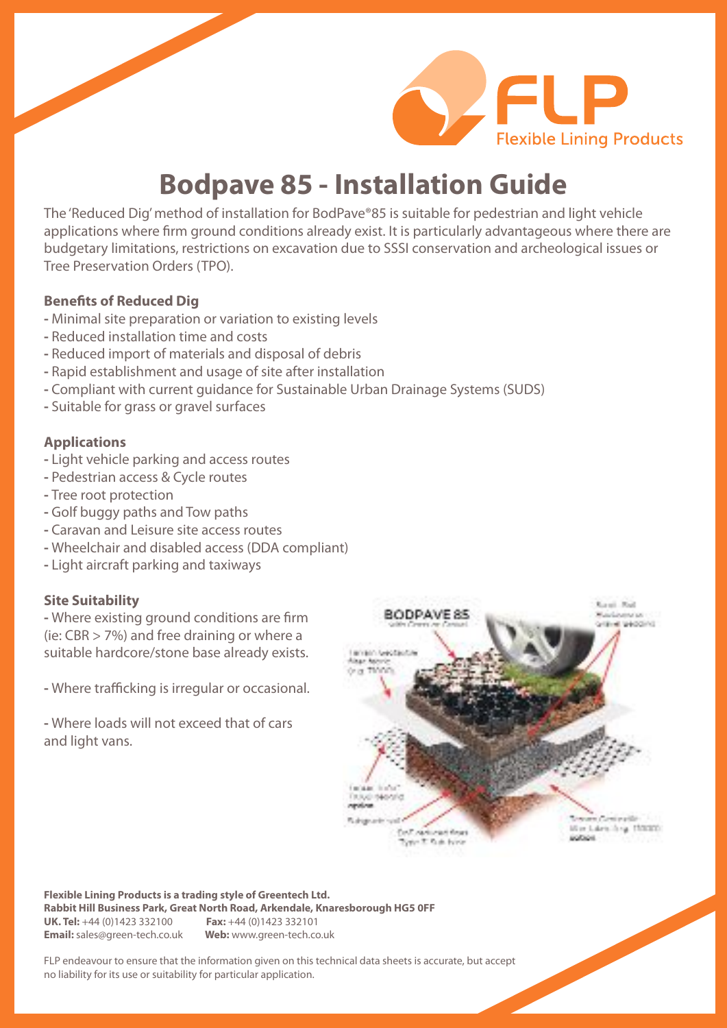# Bodpave 85 - Installation Guide

The 'Reduced Dig' method of installation for BodPave®85 is suitable for pedestrian and light vehicle applications where firm ground conditions already exist. It is particularly advantageous where there are budgetary limitations, restrictions on excavation due to SSSI conservation and archeological issues or Tree Preservation Orders (TPO).

### Benefits of Reduced Dig

- Minimal site preparation or variation to existing levels
- Reduced installation time and costs
- Reduced import of materials and disposal of debris
- Rapid establishment and usage of site after installation
- Compliant with current guidance for Sustainable Urban Drainage Systems (SUDS)
- Suitable for grass or gravel surfaces

### Applications

- Light vehicle parking and access routes
- Pedestrian access & Cycle routes
- Tree root protection
- Golf buggy paths and Tow paths
- Caravan and Leisure site access routes
- Wheelchair and disabled access (DDA compliant)
- Light aircraft parking and taxiways

### Site Suitability

- Where existing ground conditions are firm (ie: CBR > 7%) and free draining or where a suitable hardcore/stone base already exists.

- Where trafficking is irregular or occasional.

- Where loads will not exceed that of cars and light vans.

**Flexible Lining Products is a trading style of Greentech Ltd.**
**Rabbit Hill Business Park, Great North Road, Arkendale, Knaresborough HG5 0FF**
**UK. Tel:** +44 (0)1423 332100 **Fax:** +44 (0)1423 332101
**Email:** sales@green-tech.co.uk **Web:** www.green-tech.co.uk

FLP endeavour to ensure that the information given on this technical data sheets is accurate, but accept no liability for its use or suitability for particular application.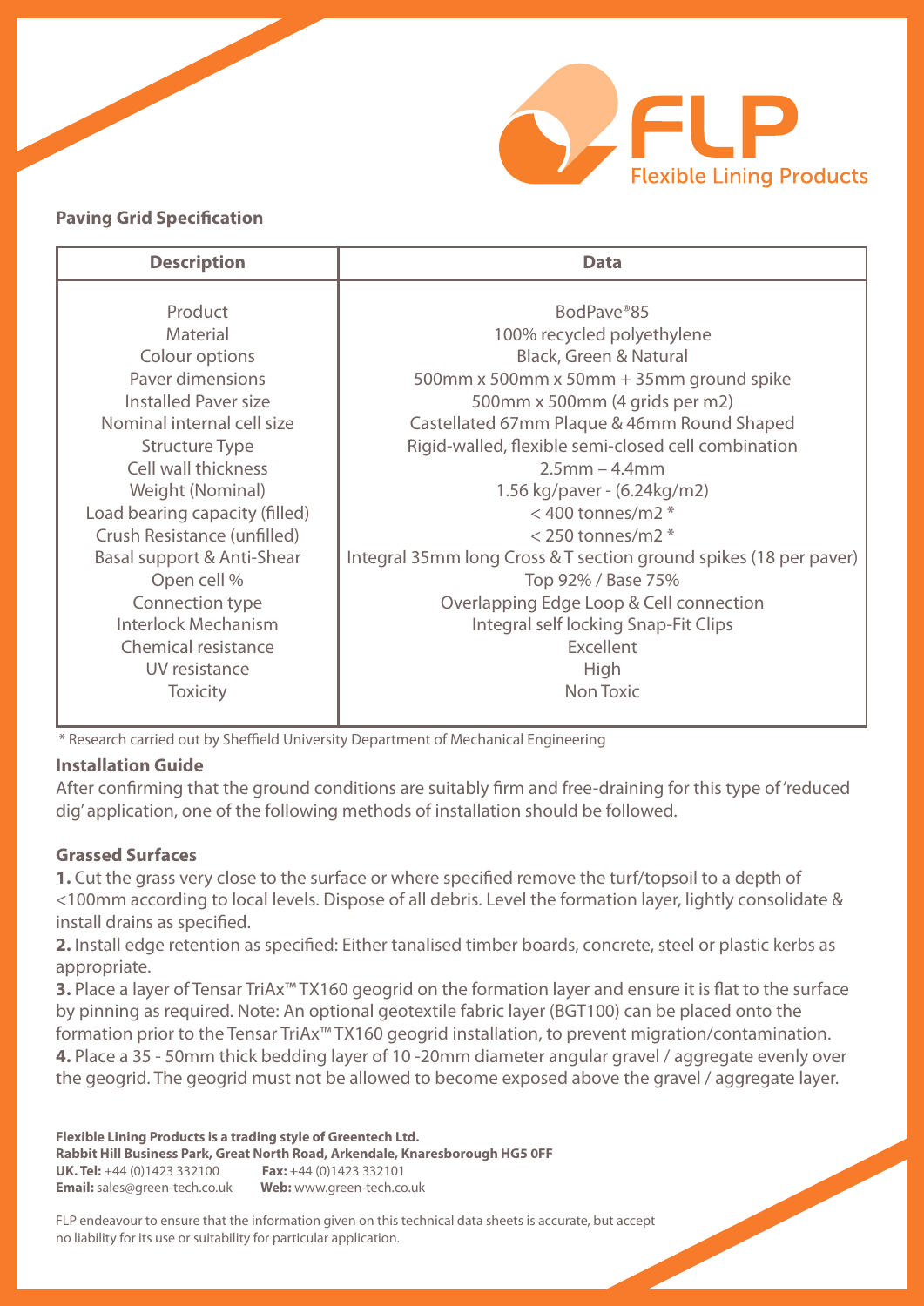## Paving Grid Specification

| Description | Data |
|---|---|
| Product | BodPave®85 |
| Material | 100% recycled polyethylene |
| Colour options | Black, Green & Natural |
| Paver dimensions | 500mm x 500mm x 50mm + 35mm ground spike |
| Installed Paver size | 500mm x 500mm (4 grids per m2) |
| Nominal internal cell size | Castellated 67mm Plaque & 46mm Round Shaped |
| Structure Type | Rigid-walled, flexible semi-closed cell combination |
| Cell wall thickness | 2.5mm – 4.4mm |
| Weight (Nominal) | 1.56 kg/paver - (6.24kg/m2) |
| Load bearing capacity (filled) | < 400 tonnes/m2 * |
| Crush Resistance (unfilled) | < 250 tonnes/m2 * |
| Basal support & Anti-Shear | Integral 35mm long Cross & T section ground spikes (18 per paver) |
| Open cell % | Top 92% / Base 75% |
| Connection type | Overlapping Edge Loop & Cell connection |
| Interlock Mechanism | Integral self locking Snap-Fit Clips |
| Chemical resistance | Excellent |
| UV resistance | High |
| Toxicity | Non Toxic |

* Research carried out by Sheffield University Department of Mechanical Engineering

### Installation Guide

After confirming that the ground conditions are suitably firm and free-draining for this type of 'reduced dig' application, one of the following methods of installation should be followed.

### Grassed Surfaces

**1.** Cut the grass very close to the surface or where specified remove the turf/topsoil to a depth of <100mm according to local levels. Dispose of all debris. Level the formation layer, lightly consolidate & install drains as specified.

**2.** Install edge retention as specified: Either tanalised timber boards, concrete, steel or plastic kerbs as appropriate.

**3.** Place a layer of Tensar TriAx™ TX160 geogrid on the formation layer and ensure it is flat to the surface by pinning as required. Note: An optional geotextile fabric layer (BGT100) can be placed onto the formation prior to the Tensar TriAx™ TX160 geogrid installation, to prevent migration/contamination.

**4.** Place a 35 - 50mm thick bedding layer of 10 -20mm diameter angular gravel / aggregate evenly over the geogrid. The geogrid must not be allowed to become exposed above the gravel / aggregate layer.

**Flexible Lining Products is a trading style of Greentech Ltd.**
**Rabbit Hill Business Park, Great North Road, Arkendale, Knaresborough HG5 0FF**
**UK. Tel:** +44 (0)1423 332100 **Fax:** +44 (0)1423 332101
**Email:** sales@green-tech.co.uk **Web:** www.green-tech.co.uk

FLP endeavour to ensure that the information given on this technical data sheets is accurate, but accept no liability for its use or suitability for particular application.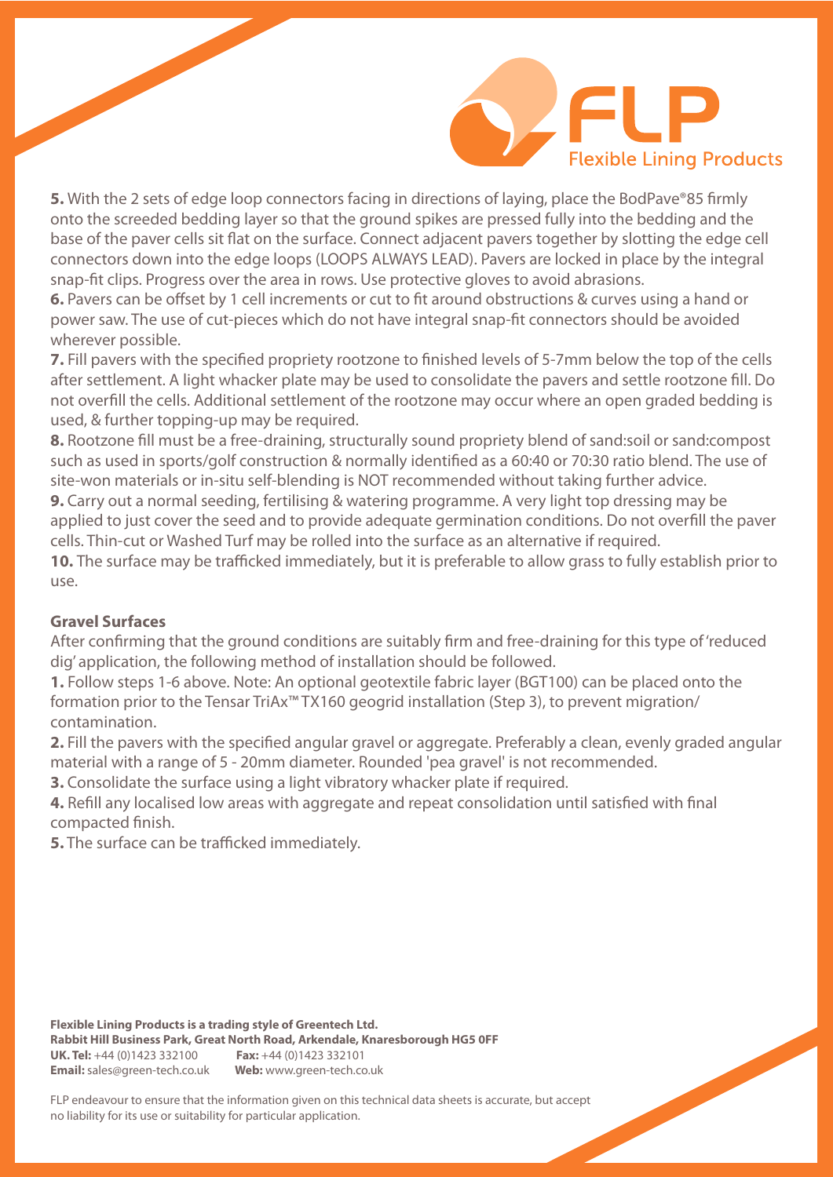**5.** With the 2 sets of edge loop connectors facing in directions of laying, place the BodPave®85 firmly onto the screeded bedding layer so that the ground spikes are pressed fully into the bedding and the base of the paver cells sit flat on the surface. Connect adjacent pavers together by slotting the edge cell connectors down into the edge loops (LOOPS ALWAYS LEAD). Pavers are locked in place by the integral snap-fit clips. Progress over the area in rows. Use protective gloves to avoid abrasions.
**6.** Pavers can be offset by 1 cell increments or cut to fit around obstructions & curves using a hand or power saw. The use of cut-pieces which do not have integral snap-fit connectors should be avoided wherever possible.
**7.** Fill pavers with the specified propriety rootzone to finished levels of 5-7mm below the top of the cells after settlement. A light whacker plate may be used to consolidate the pavers and settle rootzone fill. Do not overfill the cells. Additional settlement of the rootzone may occur where an open graded bedding is used, & further topping-up may be required.
**8.** Rootzone fill must be a free-draining, structurally sound propriety blend of sand:soil or sand:compost such as used in sports/golf construction & normally identified as a 60:40 or 70:30 ratio blend. The use of site-won materials or in-situ self-blending is NOT recommended without taking further advice.
**9.** Carry out a normal seeding, fertilising & watering programme. A very light top dressing may be applied to just cover the seed and to provide adequate germination conditions. Do not overfill the paver cells. Thin-cut or Washed Turf may be rolled into the surface as an alternative if required.
**10.** The surface may be trafficked immediately, but it is preferable to allow grass to fully establish prior to use.

**Gravel Surfaces**

After confirming that the ground conditions are suitably firm and free-draining for this type of 'reduced dig' application, the following method of installation should be followed.
**1.** Follow steps 1-6 above. Note: An optional geotextile fabric layer (BGT100) can be placed onto the formation prior to the Tensar TriAx™ TX160 geogrid installation (Step 3), to prevent migration/ contamination.
**2.** Fill the pavers with the specified angular gravel or aggregate. Preferably a clean, evenly graded angular material with a range of 5 - 20mm diameter. Rounded 'pea gravel' is not recommended.
**3.** Consolidate the surface using a light vibratory whacker plate if required.
**4.** Refill any localised low areas with aggregate and repeat consolidation until satisfied with final compacted finish.
**5.** The surface can be trafficked immediately.

**Flexible Lining Products is a trading style of Greentech Ltd.**
**Rabbit Hill Business Park, Great North Road, Arkendale, Knaresborough HG5 0FF**
**UK. Tel:** +44 (0)1423 332100 **Fax:** +44 (0)1423 332101
**Email:** sales@green-tech.co.uk **Web:** www.green-tech.co.uk

FLP endeavour to ensure that the information given on this technical data sheets is accurate, but accept no liability for its use or suitability for particular application.